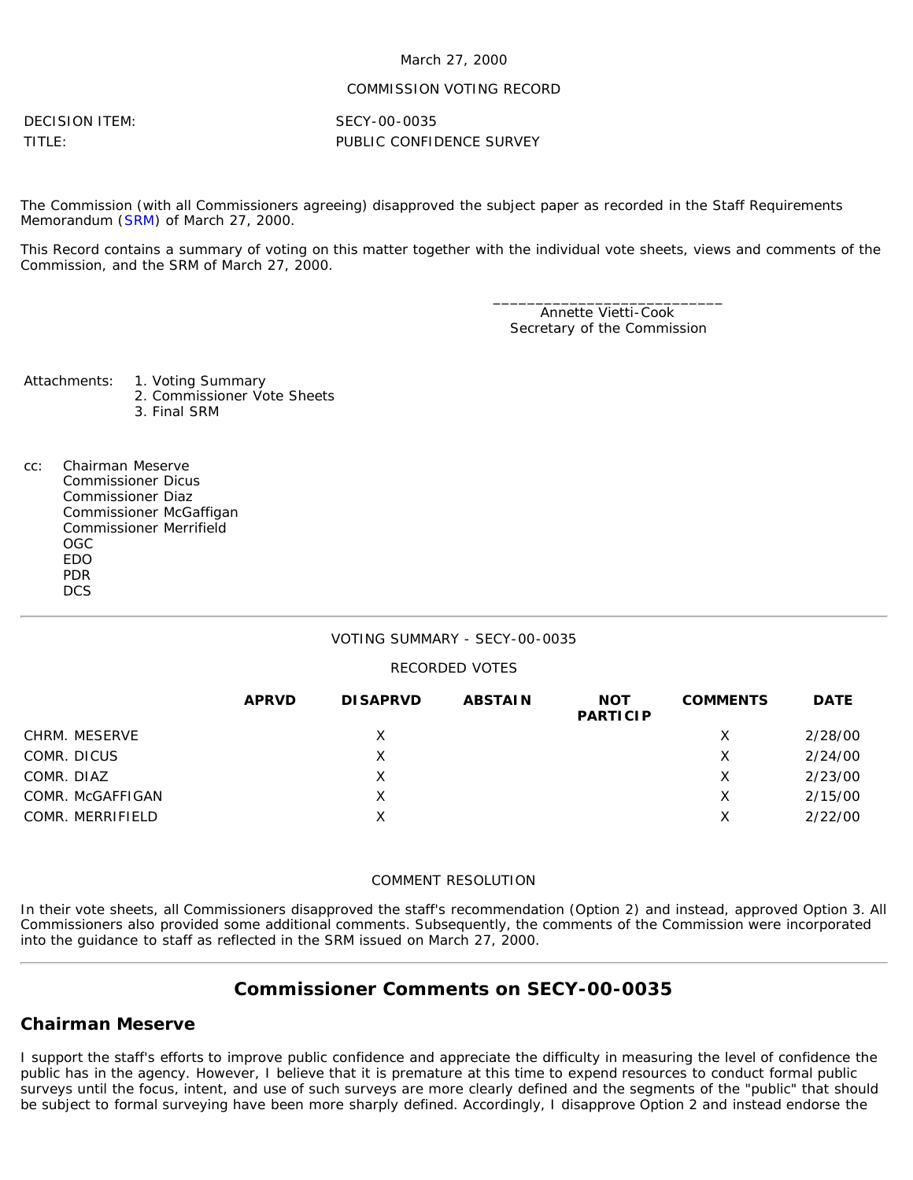March 27, 2000

COMMISSION VOTING RECORD

DECISION ITEM: SECY-00-0035

TITLE: PUBLIC CONFIDENCE SURVEY

The Commission (with all Commissioners agreeing) disapproved the subject paper as recorded in the Staff Requirements Memorandum (SRM) of March 27, 2000.

This Record contains a summary of voting on this matter together with the individual vote sheets, views and comments of the Commission, and the SRM of March 27, 2000.

\_\_\_\_\_\_\_\_\_\_\_\_\_\_\_\_\_\_\_\_\_\_\_\_\_\_\_\_
Annette Vietti-Cook
Secretary of the Commission

Attachments:
1. Voting Summary
2. Commissioner Vote Sheets
3. Final SRM

cc:
Chairman Meserve
Commissioner Dicus
Commissioner Diaz
Commissioner McGaffigan
Commissioner Merrifield
OGC
EDO
PDR
DCS

---

VOTING SUMMARY - SECY-00-0035

RECORDED VOTES

| | APRVD | DISAPRVD | ABSTAIN | NOT PARTICIP | COMMENTS | DATE |
|---|---|---|---|---|---|---|
| CHRM. MESERVE | | X | | | X | 2/28/00 |
| COMR. DICUS | | X | | | X | 2/24/00 |
| COMR. DIAZ | | X | | | X | 2/23/00 |
| COMR. McGAFFIGAN | | X | | | X | 2/15/00 |
| COMR. MERRIFIELD | | X | | | X | 2/22/00 |

COMMENT RESOLUTION

In their vote sheets, all Commissioners disapproved the staff's recommendation (Option 2) and instead, approved Option 3. All Commissioners also provided some additional comments. Subsequently, the comments of the Commission were incorporated into the guidance to staff as reflected in the SRM issued on March 27, 2000.

---

## Commissioner Comments on SECY-00-0035

### Chairman Meserve

I support the staff's efforts to improve public confidence and appreciate the difficulty in measuring the level of confidence the public has in the agency. However, I believe that it is premature at this time to expend resources to conduct formal public surveys until the focus, intent, and use of such surveys are more clearly defined and the segments of the "public" that should be subject to formal surveying have been more sharply defined. Accordingly, I disapprove Option 2 and instead endorse the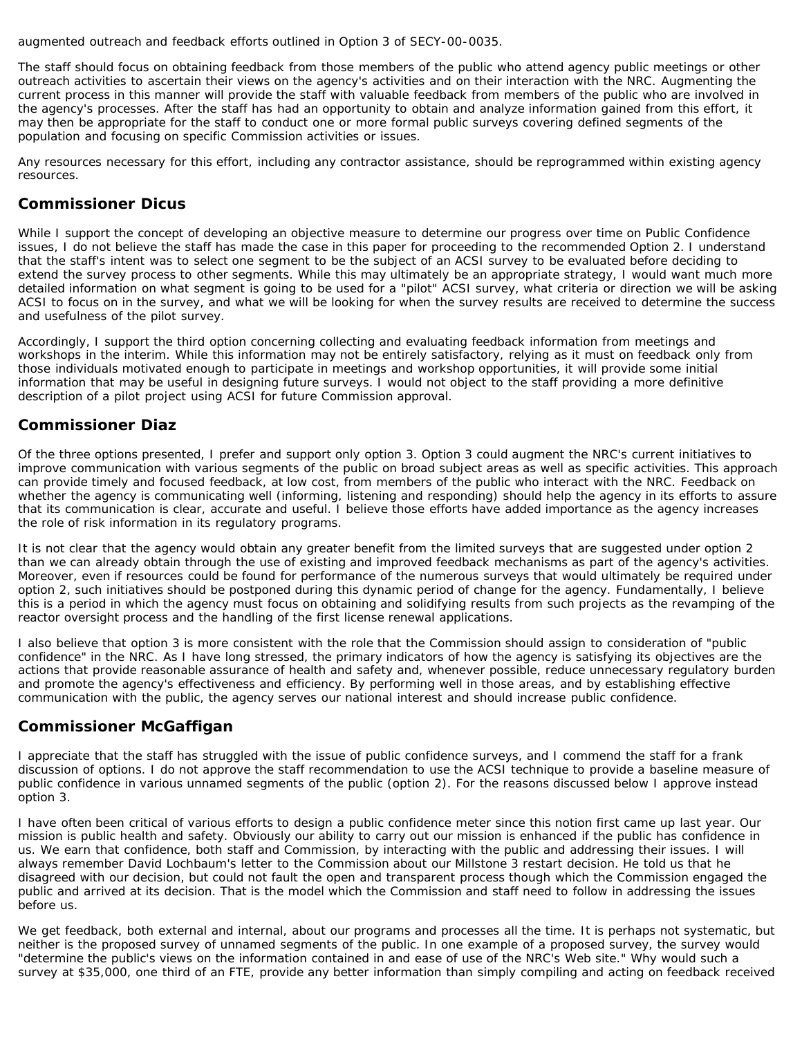augmented outreach and feedback efforts outlined in Option 3 of SECY-00-0035.

The staff should focus on obtaining feedback from those members of the public who attend agency public meetings or other outreach activities to ascertain their views on the agency's activities and on their interaction with the NRC. Augmenting the current process in this manner will provide the staff with valuable feedback from members of the public who are involved in the agency's processes. After the staff has had an opportunity to obtain and analyze information gained from this effort, it may then be appropriate for the staff to conduct one or more formal public surveys covering defined segments of the population and focusing on specific Commission activities or issues.

Any resources necessary for this effort, including any contractor assistance, should be reprogrammed within existing agency resources.

## Commissioner Dicus

While I support the concept of developing an objective measure to determine our progress over time on Public Confidence issues, I do not believe the staff has made the case in this paper for proceeding to the recommended Option 2. I understand that the staff's intent was to select one segment to be the subject of an ACSI survey to be evaluated before deciding to extend the survey process to other segments. While this may ultimately be an appropriate strategy, I would want much more detailed information on what segment is going to be used for a "pilot" ACSI survey, what criteria or direction we will be asking ACSI to focus on in the survey, and what we will be looking for when the survey results are received to determine the success and usefulness of the pilot survey.

Accordingly, I support the third option concerning collecting and evaluating feedback information from meetings and workshops in the interim. While this information may not be entirely satisfactory, relying as it must on feedback only from those individuals motivated enough to participate in meetings and workshop opportunities, it will provide some initial information that may be useful in designing future surveys. I would not object to the staff providing a more definitive description of a pilot project using ACSI for future Commission approval.

## Commissioner Diaz

Of the three options presented, I prefer and support only option 3. Option 3 could augment the NRC's current initiatives to improve communication with various segments of the public on broad subject areas as well as specific activities. This approach can provide timely and focused feedback, at low cost, from members of the public who interact with the NRC. Feedback on whether the agency is communicating well (informing, listening and responding) should help the agency in its efforts to assure that its communication is clear, accurate and useful. I believe those efforts have added importance as the agency increases the role of risk information in its regulatory programs.

It is not clear that the agency would obtain any greater benefit from the limited surveys that are suggested under option 2 than we can already obtain through the use of existing and improved feedback mechanisms as part of the agency's activities. Moreover, even if resources could be found for performance of the numerous surveys that would ultimately be required under option 2, such initiatives should be postponed during this dynamic period of change for the agency. Fundamentally, I believe this is a period in which the agency must focus on obtaining and solidifying results from such projects as the revamping of the reactor oversight process and the handling of the first license renewal applications.

I also believe that option 3 is more consistent with the role that the Commission should assign to consideration of "public confidence" in the NRC. As I have long stressed, the primary indicators of how the agency is satisfying its objectives are the actions that provide reasonable assurance of health and safety and, whenever possible, reduce unnecessary regulatory burden and promote the agency's effectiveness and efficiency. By performing well in those areas, and by establishing effective communication with the public, the agency serves our national interest and should increase public confidence.

## Commissioner McGaffigan

I appreciate that the staff has struggled with the issue of public confidence surveys, and I commend the staff for a frank discussion of options. I do not approve the staff recommendation to use the ACSI technique to provide a baseline measure of public confidence in various unnamed segments of the public (option 2). For the reasons discussed below I approve instead option 3.

I have often been critical of various efforts to design a public confidence meter since this notion first came up last year. Our mission is public health and safety. Obviously our ability to carry out our mission is enhanced if the public has confidence in us. We earn that confidence, both staff and Commission, by interacting with the public and addressing their issues. I will always remember David Lochbaum's letter to the Commission about our Millstone 3 restart decision. He told us that he disagreed with our decision, but could not fault the open and transparent process though which the Commission engaged the public and arrived at its decision. That is the model which the Commission and staff need to follow in addressing the issues before us.

We get feedback, both external and internal, about our programs and processes all the time. It is perhaps not systematic, but neither is the proposed survey of unnamed segments of the public. In one example of a proposed survey, the survey would "determine the public's views on the information contained in and ease of use of the NRC's Web site." Why would such a survey at $35,000, one third of an FTE, provide any better information than simply compiling and acting on feedback received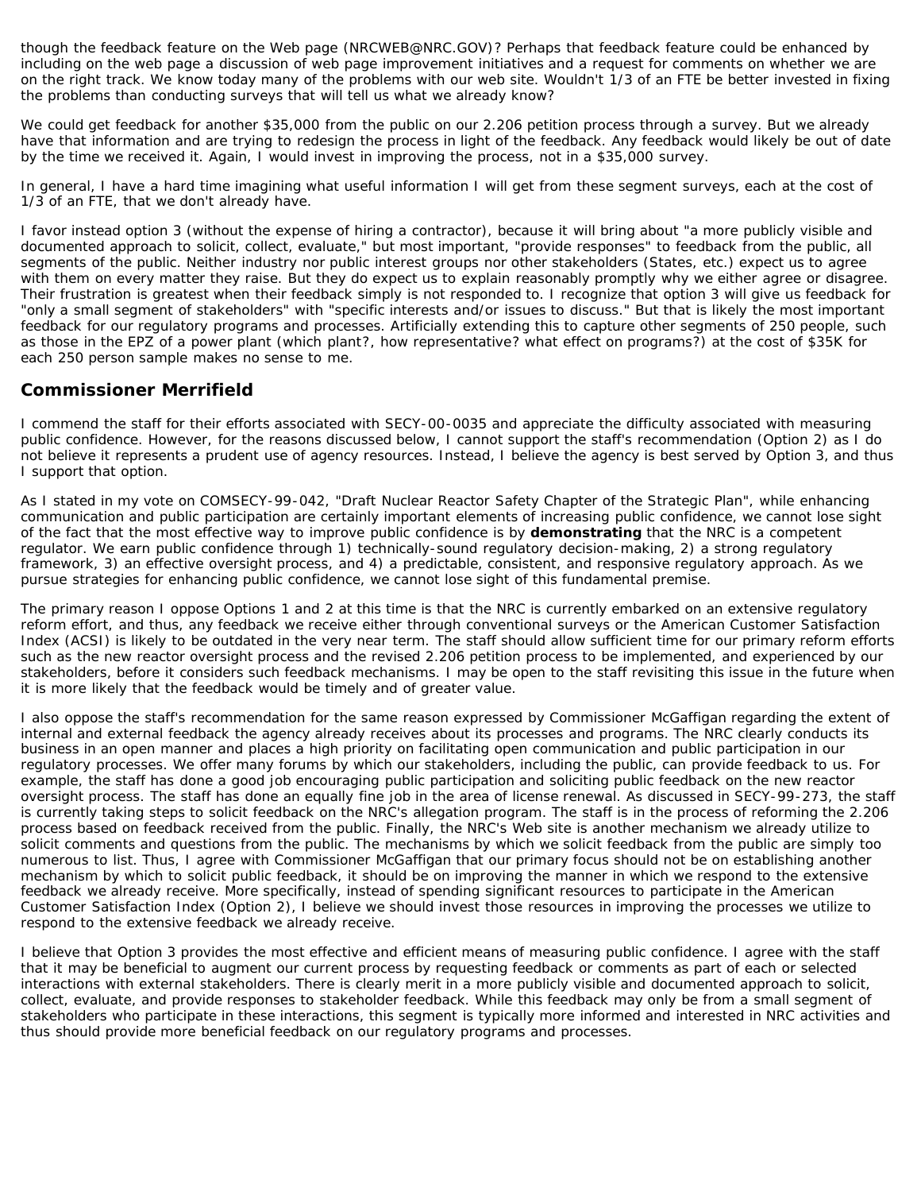though the feedback feature on the Web page (NRCWEB@NRC.GOV)? Perhaps that feedback feature could be enhanced by including on the web page a discussion of web page improvement initiatives and a request for comments on whether we are on the right track. We know today many of the problems with our web site. Wouldn't 1/3 of an FTE be better invested in fixing the problems than conducting surveys that will tell us what we already know?

We could get feedback for another $35,000 from the public on our 2.206 petition process through a survey. But we already have that information and are trying to redesign the process in light of the feedback. Any feedback would likely be out of date by the time we received it. Again, I would invest in improving the process, not in a $35,000 survey.

In general, I have a hard time imagining what useful information I will get from these segment surveys, each at the cost of 1/3 of an FTE, that we don't already have.

I favor instead option 3 (without the expense of hiring a contractor), because it will bring about "a more publicly visible and documented approach to solicit, collect, evaluate," but most important, "provide responses" to feedback from the public, all segments of the public. Neither industry nor public interest groups nor other stakeholders (States, etc.) expect us to agree with them on every matter they raise. But they do expect us to explain reasonably promptly why we either agree or disagree. Their frustration is greatest when their feedback simply is not responded to. I recognize that option 3 will give us feedback for "only a small segment of stakeholders" with "specific interests and/or issues to discuss." But that is likely the most important feedback for our regulatory programs and processes. Artificially extending this to capture other segments of 250 people, such as those in the EPZ of a power plant (which plant?, how representative? what effect on programs?) at the cost of $35K for each 250 person sample makes no sense to me.

## Commissioner Merrifield

I commend the staff for their efforts associated with SECY-00-0035 and appreciate the difficulty associated with measuring public confidence. However, for the reasons discussed below, I cannot support the staff's recommendation (Option 2) as I do not believe it represents a prudent use of agency resources. Instead, I believe the agency is best served by Option 3, and thus I support that option.

As I stated in my vote on COMSECY-99-042, "Draft Nuclear Reactor Safety Chapter of the Strategic Plan", while enhancing communication and public participation are certainly important elements of increasing public confidence, we cannot lose sight of the fact that the most effective way to improve public confidence is by **demonstrating** that the NRC is a competent regulator. We earn public confidence through 1) technically-sound regulatory decision-making, 2) a strong regulatory framework, 3) an effective oversight process, and 4) a predictable, consistent, and responsive regulatory approach. As we pursue strategies for enhancing public confidence, we cannot lose sight of this fundamental premise.

The primary reason I oppose Options 1 and 2 at this time is that the NRC is currently embarked on an extensive regulatory reform effort, and thus, any feedback we receive either through conventional surveys or the American Customer Satisfaction Index (ACSI) is likely to be outdated in the very near term. The staff should allow sufficient time for our primary reform efforts such as the new reactor oversight process and the revised 2.206 petition process to be implemented, and experienced by our stakeholders, before it considers such feedback mechanisms. I may be open to the staff revisiting this issue in the future when it is more likely that the feedback would be timely and of greater value.

I also oppose the staff's recommendation for the same reason expressed by Commissioner McGaffigan regarding the extent of internal and external feedback the agency already receives about its processes and programs. The NRC clearly conducts its business in an open manner and places a high priority on facilitating open communication and public participation in our regulatory processes. We offer many forums by which our stakeholders, including the public, can provide feedback to us. For example, the staff has done a good job encouraging public participation and soliciting public feedback on the new reactor oversight process. The staff has done an equally fine job in the area of license renewal. As discussed in SECY-99-273, the staff is currently taking steps to solicit feedback on the NRC's allegation program. The staff is in the process of reforming the 2.206 process based on feedback received from the public. Finally, the NRC's Web site is another mechanism we already utilize to solicit comments and questions from the public. The mechanisms by which we solicit feedback from the public are simply too numerous to list. Thus, I agree with Commissioner McGaffigan that our primary focus should not be on establishing another mechanism by which to solicit public feedback, it should be on improving the manner in which we respond to the extensive feedback we already receive. More specifically, instead of spending significant resources to participate in the American Customer Satisfaction Index (Option 2), I believe we should invest those resources in improving the processes we utilize to respond to the extensive feedback we already receive.

I believe that Option 3 provides the most effective and efficient means of measuring public confidence. I agree with the staff that it may be beneficial to augment our current process by requesting feedback or comments as part of each or selected interactions with external stakeholders. There is clearly merit in a more publicly visible and documented approach to solicit, collect, evaluate, and provide responses to stakeholder feedback. While this feedback may only be from a small segment of stakeholders who participate in these interactions, this segment is typically more informed and interested in NRC activities and thus should provide more beneficial feedback on our regulatory programs and processes.